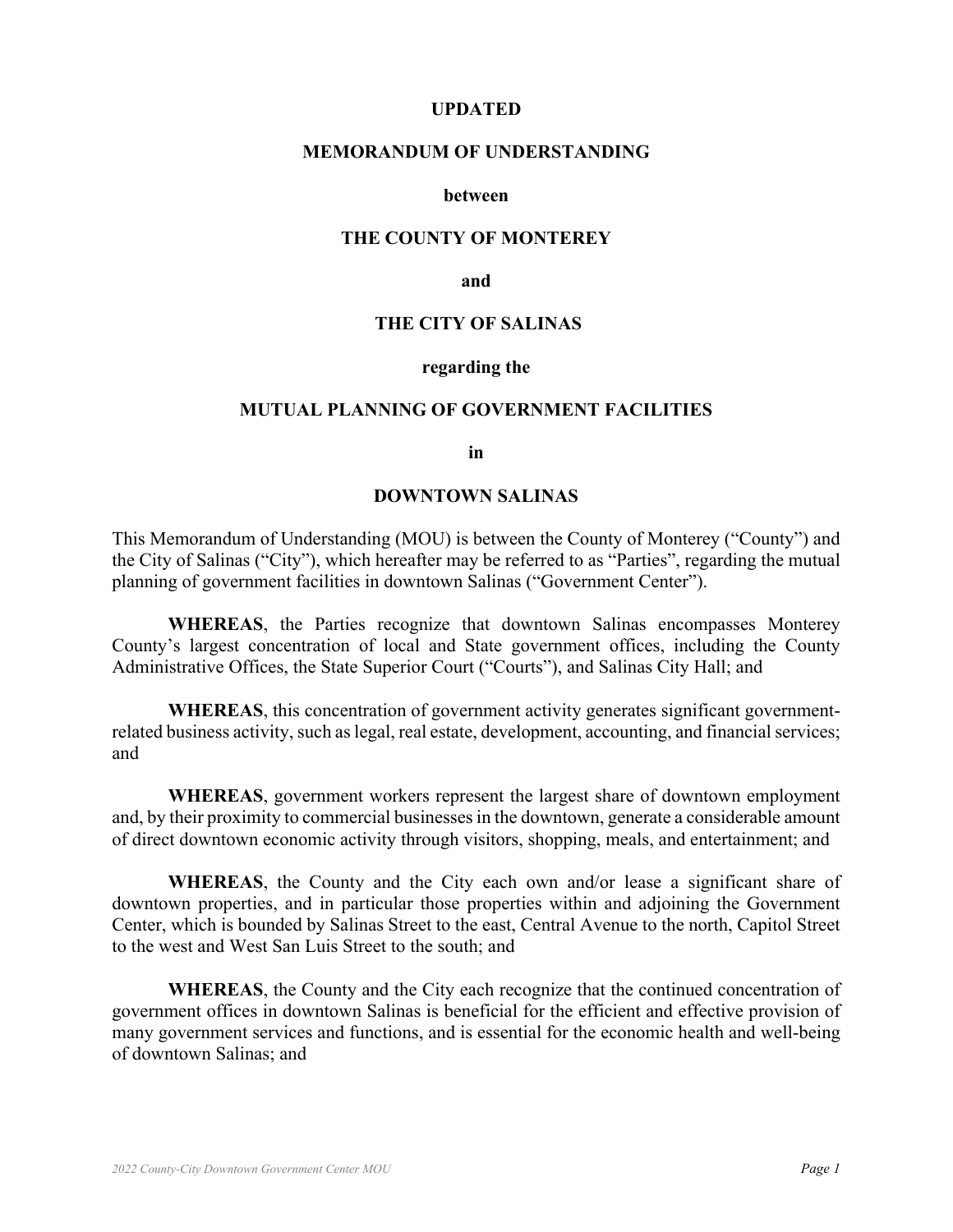**UPDATED**

**MEMORANDUM OF UNDERSTANDING**

**between**

**THE COUNTY OF MONTEREY**

**and**

**THE CITY OF SALINAS**

**regarding the**

**MUTUAL PLANNING OF GOVERNMENT FACILITIES**

**in**

**DOWNTOWN SALINAS**

This Memorandum of Understanding (MOU) is between the County of Monterey ("County") and the City of Salinas ("City"), which hereafter may be referred to as "Parties", regarding the mutual planning of government facilities in downtown Salinas ("Government Center").

**WHEREAS**, the Parties recognize that downtown Salinas encompasses Monterey County's largest concentration of local and State government offices, including the County Administrative Offices, the State Superior Court ("Courts"), and Salinas City Hall; and

**WHEREAS**, this concentration of government activity generates significant government-related business activity, such as legal, real estate, development, accounting, and financial services; and

**WHEREAS**, government workers represent the largest share of downtown employment and, by their proximity to commercial businesses in the downtown, generate a considerable amount of direct downtown economic activity through visitors, shopping, meals, and entertainment; and

**WHEREAS**, the County and the City each own and/or lease a significant share of downtown properties, and in particular those properties within and adjoining the Government Center, which is bounded by Salinas Street to the east, Central Avenue to the north, Capitol Street to the west and West San Luis Street to the south; and

**WHEREAS**, the County and the City each recognize that the continued concentration of government offices in downtown Salinas is beneficial for the efficient and effective provision of many government services and functions, and is essential for the economic health and well-being of downtown Salinas; and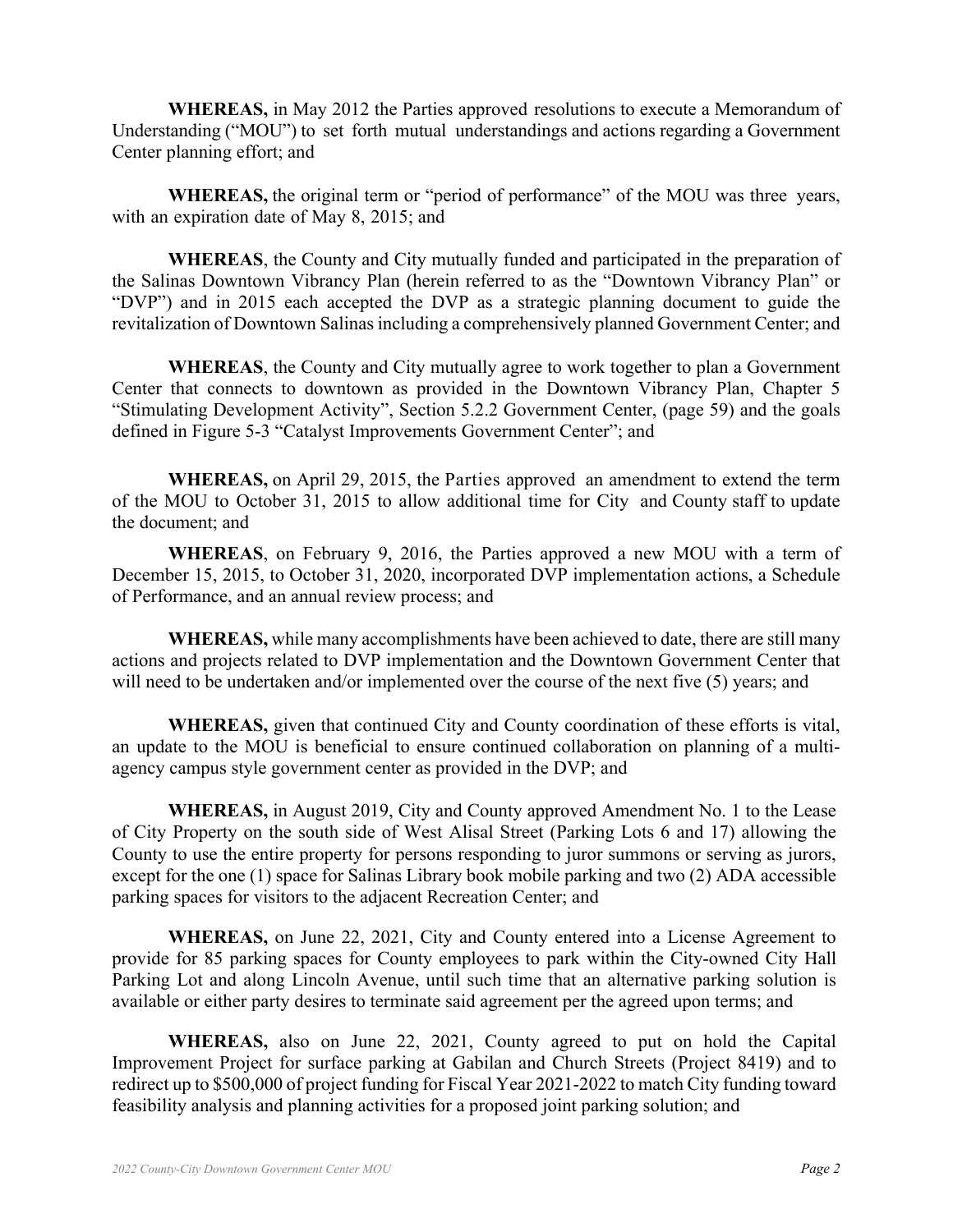**WHEREAS,** in May 2012 the Parties approved resolutions to execute a Memorandum of Understanding ("MOU") to set forth mutual understandings and actions regarding a Government Center planning effort; and

**WHEREAS,** the original term or "period of performance" of the MOU was three years, with an expiration date of May 8, 2015; and

**WHEREAS**, the County and City mutually funded and participated in the preparation of the Salinas Downtown Vibrancy Plan (herein referred to as the "Downtown Vibrancy Plan" or "DVP") and in 2015 each accepted the DVP as a strategic planning document to guide the revitalization of Downtown Salinas including a comprehensively planned Government Center; and

**WHEREAS**, the County and City mutually agree to work together to plan a Government Center that connects to downtown as provided in the Downtown Vibrancy Plan, Chapter 5 "Stimulating Development Activity", Section 5.2.2 Government Center, (page 59) and the goals defined in Figure 5-3 "Catalyst Improvements Government Center"; and

**WHEREAS,** on April 29, 2015, the Parties approved an amendment to extend the term of the MOU to October 31, 2015 to allow additional time for City and County staff to update the document; and

**WHEREAS**, on February 9, 2016, the Parties approved a new MOU with a term of December 15, 2015, to October 31, 2020, incorporated DVP implementation actions, a Schedule of Performance, and an annual review process; and

**WHEREAS,** while many accomplishments have been achieved to date, there are still many actions and projects related to DVP implementation and the Downtown Government Center that will need to be undertaken and/or implemented over the course of the next five (5) years; and

**WHEREAS,** given that continued City and County coordination of these efforts is vital, an update to the MOU is beneficial to ensure continued collaboration on planning of a multi-agency campus style government center as provided in the DVP; and

**WHEREAS,** in August 2019, City and County approved Amendment No. 1 to the Lease of City Property on the south side of West Alisal Street (Parking Lots 6 and 17) allowing the County to use the entire property for persons responding to juror summons or serving as jurors, except for the one (1) space for Salinas Library book mobile parking and two (2) ADA accessible parking spaces for visitors to the adjacent Recreation Center; and

**WHEREAS,** on June 22, 2021, City and County entered into a License Agreement to provide for 85 parking spaces for County employees to park within the City-owned City Hall Parking Lot and along Lincoln Avenue, until such time that an alternative parking solution is available or either party desires to terminate said agreement per the agreed upon terms; and

**WHEREAS,** also on June 22, 2021, County agreed to put on hold the Capital Improvement Project for surface parking at Gabilan and Church Streets (Project 8419) and to redirect up to $500,000 of project funding for Fiscal Year 2021-2022 to match City funding toward feasibility analysis and planning activities for a proposed joint parking solution; and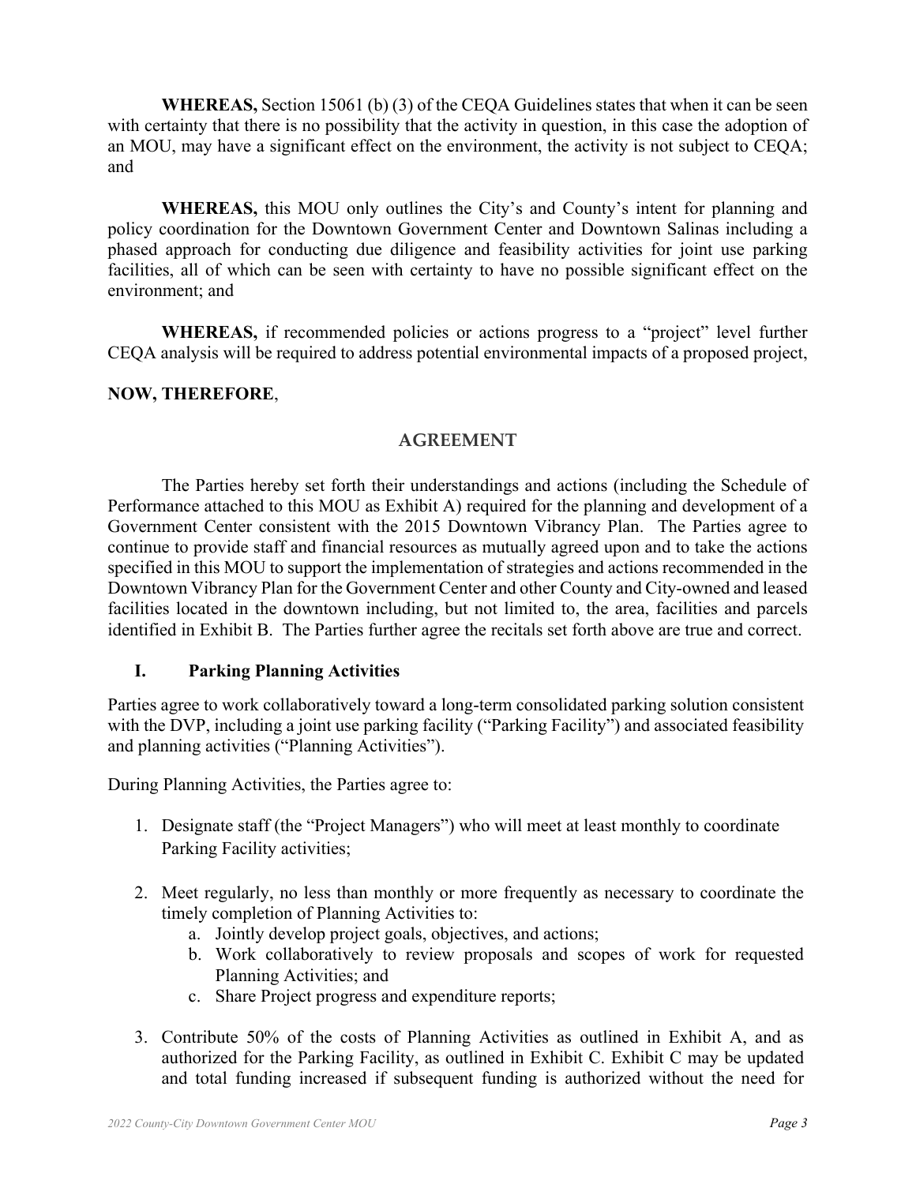**WHEREAS,** Section 15061 (b) (3) of the CEQA Guidelines states that when it can be seen with certainty that there is no possibility that the activity in question, in this case the adoption of an MOU, may have a significant effect on the environment, the activity is not subject to CEQA; and

**WHEREAS,** this MOU only outlines the City's and County's intent for planning and policy coordination for the Downtown Government Center and Downtown Salinas including a phased approach for conducting due diligence and feasibility activities for joint use parking facilities, all of which can be seen with certainty to have no possible significant effect on the environment; and

**WHEREAS,** if recommended policies or actions progress to a "project" level further CEQA analysis will be required to address potential environmental impacts of a proposed project,

**NOW, THEREFORE**,

## AGREEMENT

The Parties hereby set forth their understandings and actions (including the Schedule of Performance attached to this MOU as Exhibit A) required for the planning and development of a Government Center consistent with the 2015 Downtown Vibrancy Plan. The Parties agree to continue to provide staff and financial resources as mutually agreed upon and to take the actions specified in this MOU to support the implementation of strategies and actions recommended in the Downtown Vibrancy Plan for the Government Center and other County and City-owned and leased facilities located in the downtown including, but not limited to, the area, facilities and parcels identified in Exhibit B. The Parties further agree the recitals set forth above are true and correct.

### I. Parking Planning Activities

Parties agree to work collaboratively toward a long-term consolidated parking solution consistent with the DVP, including a joint use parking facility ("Parking Facility") and associated feasibility and planning activities ("Planning Activities").

During Planning Activities, the Parties agree to:

1. Designate staff (the "Project Managers") who will meet at least monthly to coordinate Parking Facility activities;

2. Meet regularly, no less than monthly or more frequently as necessary to coordinate the timely completion of Planning Activities to:
   a. Jointly develop project goals, objectives, and actions;
   b. Work collaboratively to review proposals and scopes of work for requested Planning Activities; and
   c. Share Project progress and expenditure reports;

3. Contribute 50% of the costs of Planning Activities as outlined in Exhibit A, and as authorized for the Parking Facility, as outlined in Exhibit C. Exhibit C may be updated and total funding increased if subsequent funding is authorized without the need for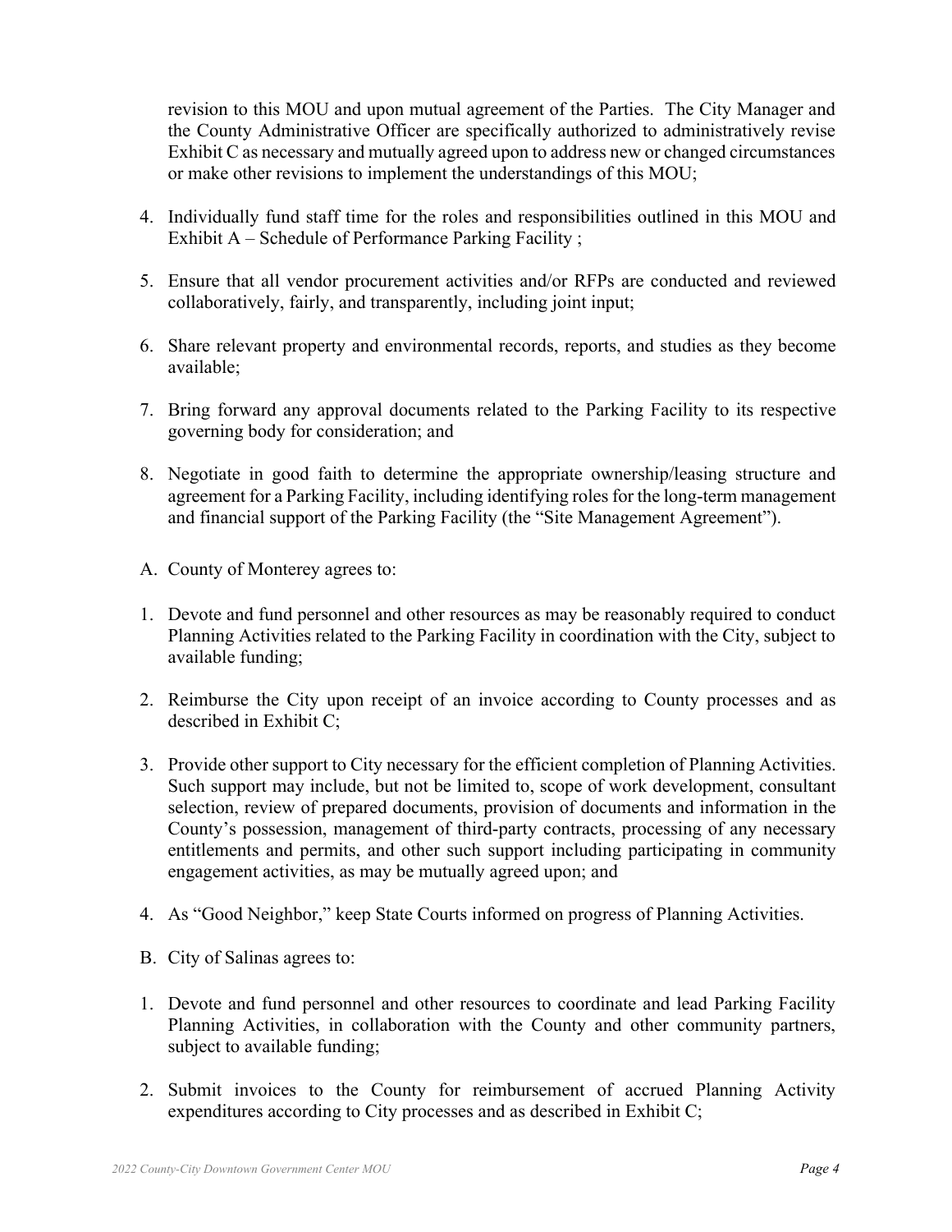revision to this MOU and upon mutual agreement of the Parties. The City Manager and the County Administrative Officer are specifically authorized to administratively revise Exhibit C as necessary and mutually agreed upon to address new or changed circumstances or make other revisions to implement the understandings of this MOU;

4. Individually fund staff time for the roles and responsibilities outlined in this MOU and Exhibit A – Schedule of Performance Parking Facility ;

5. Ensure that all vendor procurement activities and/or RFPs are conducted and reviewed collaboratively, fairly, and transparently, including joint input;

6. Share relevant property and environmental records, reports, and studies as they become available;

7. Bring forward any approval documents related to the Parking Facility to its respective governing body for consideration; and

8. Negotiate in good faith to determine the appropriate ownership/leasing structure and agreement for a Parking Facility, including identifying roles for the long-term management and financial support of the Parking Facility (the "Site Management Agreement").

A. County of Monterey agrees to:

1. Devote and fund personnel and other resources as may be reasonably required to conduct Planning Activities related to the Parking Facility in coordination with the City, subject to available funding;

2. Reimburse the City upon receipt of an invoice according to County processes and as described in Exhibit C;

3. Provide other support to City necessary for the efficient completion of Planning Activities. Such support may include, but not be limited to, scope of work development, consultant selection, review of prepared documents, provision of documents and information in the County's possession, management of third-party contracts, processing of any necessary entitlements and permits, and other such support including participating in community engagement activities, as may be mutually agreed upon; and

4. As "Good Neighbor," keep State Courts informed on progress of Planning Activities.

B. City of Salinas agrees to:

1. Devote and fund personnel and other resources to coordinate and lead Parking Facility Planning Activities, in collaboration with the County and other community partners, subject to available funding;

2. Submit invoices to the County for reimbursement of accrued Planning Activity expenditures according to City processes and as described in Exhibit C;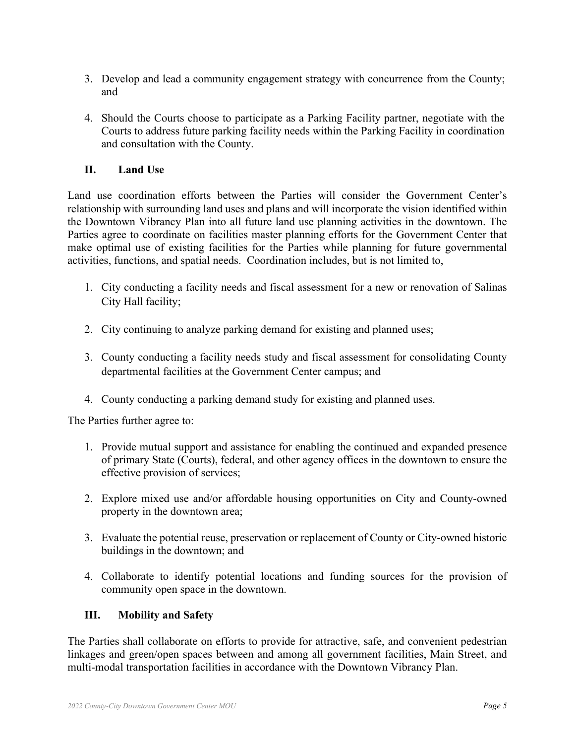3. Develop and lead a community engagement strategy with concurrence from the County; and

4. Should the Courts choose to participate as a Parking Facility partner, negotiate with the Courts to address future parking facility needs within the Parking Facility in coordination and consultation with the County.

## II. Land Use

Land use coordination efforts between the Parties will consider the Government Center's relationship with surrounding land uses and plans and will incorporate the vision identified within the Downtown Vibrancy Plan into all future land use planning activities in the downtown. The Parties agree to coordinate on facilities master planning efforts for the Government Center that make optimal use of existing facilities for the Parties while planning for future governmental activities, functions, and spatial needs. Coordination includes, but is not limited to,

1. City conducting a facility needs and fiscal assessment for a new or renovation of Salinas City Hall facility;

2. City continuing to analyze parking demand for existing and planned uses;

3. County conducting a facility needs study and fiscal assessment for consolidating County departmental facilities at the Government Center campus; and

4. County conducting a parking demand study for existing and planned uses.

The Parties further agree to:

1. Provide mutual support and assistance for enabling the continued and expanded presence of primary State (Courts), federal, and other agency offices in the downtown to ensure the effective provision of services;

2. Explore mixed use and/or affordable housing opportunities on City and County-owned property in the downtown area;

3. Evaluate the potential reuse, preservation or replacement of County or City-owned historic buildings in the downtown; and

4. Collaborate to identify potential locations and funding sources for the provision of community open space in the downtown.

## III. Mobility and Safety

The Parties shall collaborate on efforts to provide for attractive, safe, and convenient pedestrian linkages and green/open spaces between and among all government facilities, Main Street, and multi-modal transportation facilities in accordance with the Downtown Vibrancy Plan.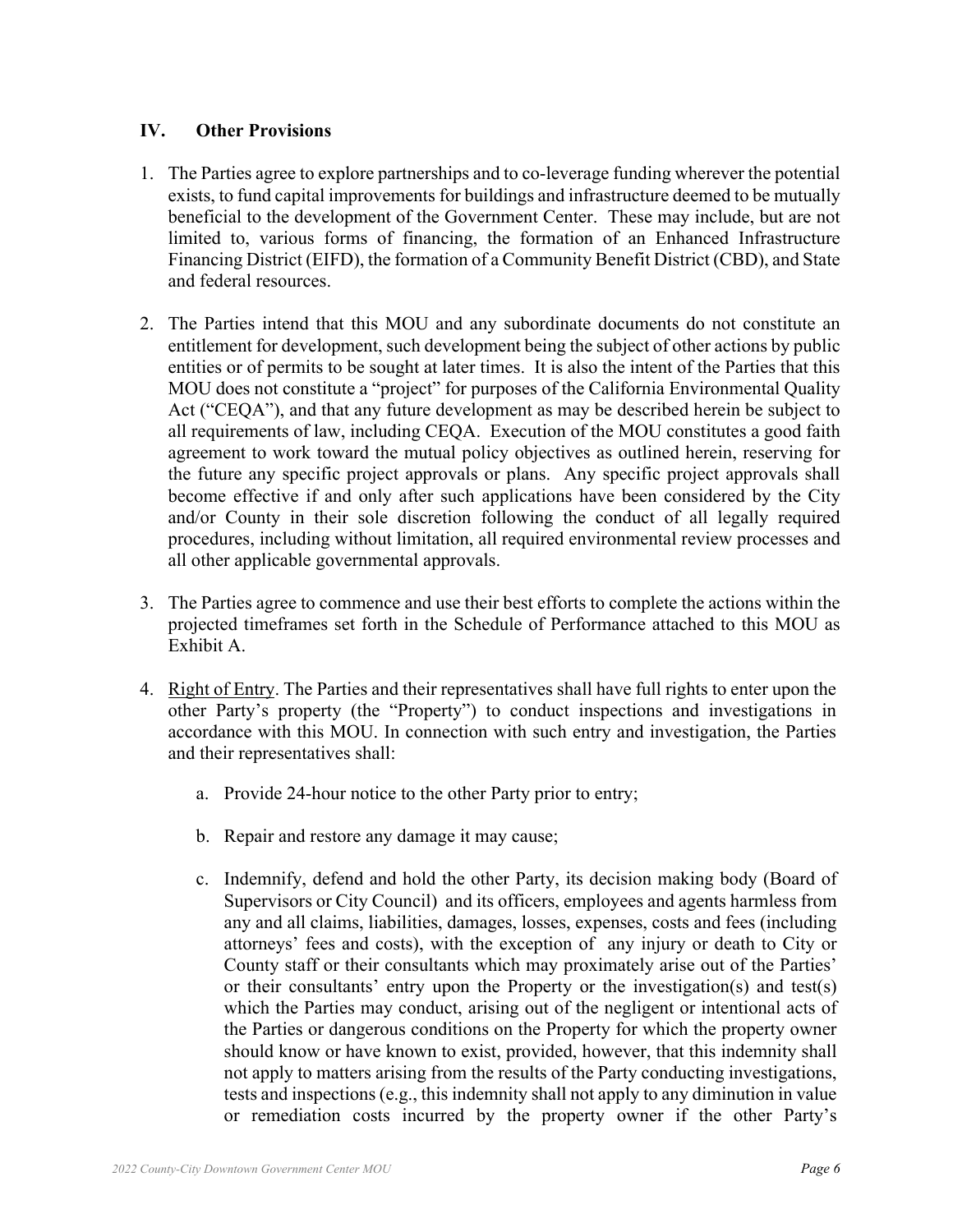## IV. Other Provisions

1. The Parties agree to explore partnerships and to co-leverage funding wherever the potential exists, to fund capital improvements for buildings and infrastructure deemed to be mutually beneficial to the development of the Government Center. These may include, but are not limited to, various forms of financing, the formation of an Enhanced Infrastructure Financing District (EIFD), the formation of a Community Benefit District (CBD), and State and federal resources.

2. The Parties intend that this MOU and any subordinate documents do not constitute an entitlement for development, such development being the subject of other actions by public entities or of permits to be sought at later times. It is also the intent of the Parties that this MOU does not constitute a "project" for purposes of the California Environmental Quality Act ("CEQA"), and that any future development as may be described herein be subject to all requirements of law, including CEQA. Execution of the MOU constitutes a good faith agreement to work toward the mutual policy objectives as outlined herein, reserving for the future any specific project approvals or plans. Any specific project approvals shall become effective if and only after such applications have been considered by the City and/or County in their sole discretion following the conduct of all legally required procedures, including without limitation, all required environmental review processes and all other applicable governmental approvals.

3. The Parties agree to commence and use their best efforts to complete the actions within the projected timeframes set forth in the Schedule of Performance attached to this MOU as Exhibit A.

4. Right of Entry. The Parties and their representatives shall have full rights to enter upon the other Party's property (the "Property") to conduct inspections and investigations in accordance with this MOU. In connection with such entry and investigation, the Parties and their representatives shall:

   a. Provide 24-hour notice to the other Party prior to entry;

   b. Repair and restore any damage it may cause;

   c. Indemnify, defend and hold the other Party, its decision making body (Board of Supervisors or City Council) and its officers, employees and agents harmless from any and all claims, liabilities, damages, losses, expenses, costs and fees (including attorneys' fees and costs), with the exception of any injury or death to City or County staff or their consultants which may proximately arise out of the Parties' or their consultants' entry upon the Property or the investigation(s) and test(s) which the Parties may conduct, arising out of the negligent or intentional acts of the Parties or dangerous conditions on the Property for which the property owner should know or have known to exist, provided, however, that this indemnity shall not apply to matters arising from the results of the Party conducting investigations, tests and inspections (e.g., this indemnity shall not apply to any diminution in value or remediation costs incurred by the property owner if the other Party's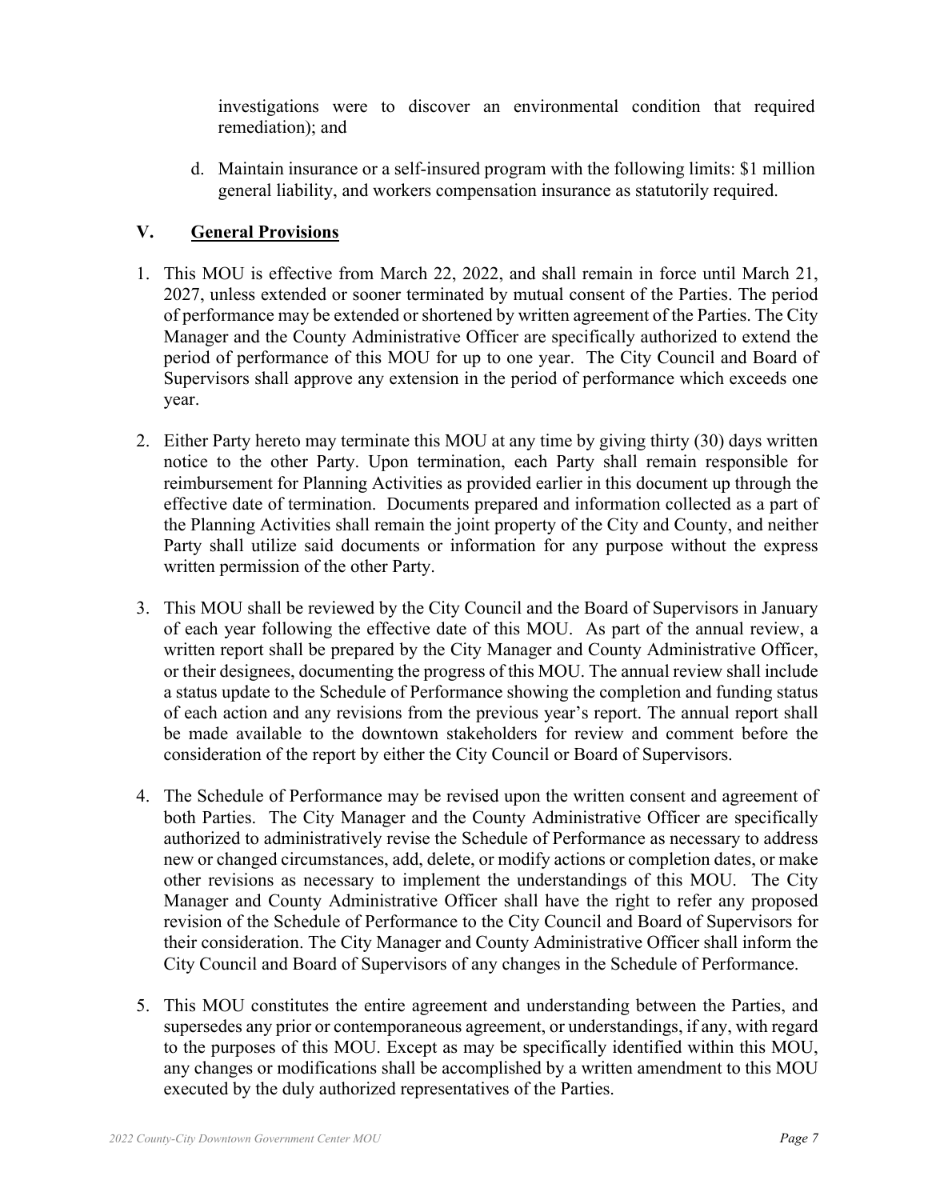investigations were to discover an environmental condition that required remediation); and

d. Maintain insurance or a self-insured program with the following limits: $1 million general liability, and workers compensation insurance as statutorily required.

## V. General Provisions

1. This MOU is effective from March 22, 2022, and shall remain in force until March 21, 2027, unless extended or sooner terminated by mutual consent of the Parties. The period of performance may be extended or shortened by written agreement of the Parties. The City Manager and the County Administrative Officer are specifically authorized to extend the period of performance of this MOU for up to one year. The City Council and Board of Supervisors shall approve any extension in the period of performance which exceeds one year.

2. Either Party hereto may terminate this MOU at any time by giving thirty (30) days written notice to the other Party. Upon termination, each Party shall remain responsible for reimbursement for Planning Activities as provided earlier in this document up through the effective date of termination. Documents prepared and information collected as a part of the Planning Activities shall remain the joint property of the City and County, and neither Party shall utilize said documents or information for any purpose without the express written permission of the other Party.

3. This MOU shall be reviewed by the City Council and the Board of Supervisors in January of each year following the effective date of this MOU. As part of the annual review, a written report shall be prepared by the City Manager and County Administrative Officer, or their designees, documenting the progress of this MOU. The annual review shall include a status update to the Schedule of Performance showing the completion and funding status of each action and any revisions from the previous year's report. The annual report shall be made available to the downtown stakeholders for review and comment before the consideration of the report by either the City Council or Board of Supervisors.

4. The Schedule of Performance may be revised upon the written consent and agreement of both Parties. The City Manager and the County Administrative Officer are specifically authorized to administratively revise the Schedule of Performance as necessary to address new or changed circumstances, add, delete, or modify actions or completion dates, or make other revisions as necessary to implement the understandings of this MOU. The City Manager and County Administrative Officer shall have the right to refer any proposed revision of the Schedule of Performance to the City Council and Board of Supervisors for their consideration. The City Manager and County Administrative Officer shall inform the City Council and Board of Supervisors of any changes in the Schedule of Performance.

5. This MOU constitutes the entire agreement and understanding between the Parties, and supersedes any prior or contemporaneous agreement, or understandings, if any, with regard to the purposes of this MOU. Except as may be specifically identified within this MOU, any changes or modifications shall be accomplished by a written amendment to this MOU executed by the duly authorized representatives of the Parties.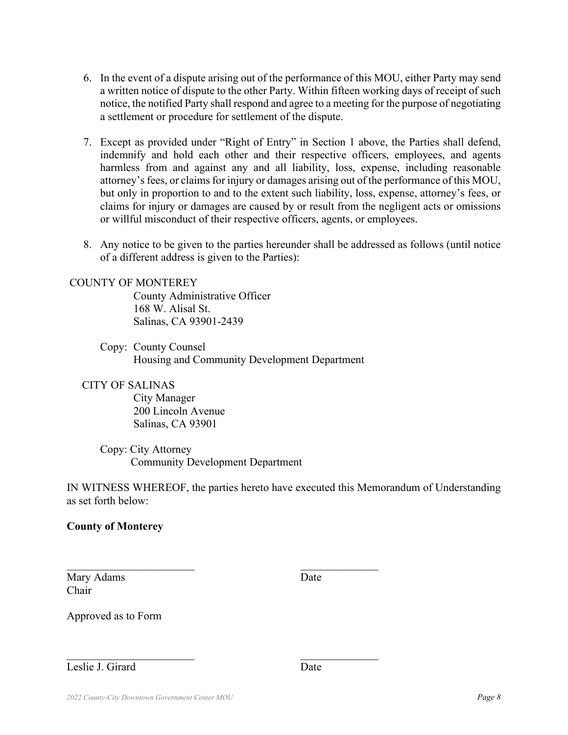6. In the event of a dispute arising out of the performance of this MOU, either Party may send a written notice of dispute to the other Party. Within fifteen working days of receipt of such notice, the notified Party shall respond and agree to a meeting for the purpose of negotiating a settlement or procedure for settlement of the dispute.

7. Except as provided under "Right of Entry" in Section 1 above, the Parties shall defend, indemnify and hold each other and their respective officers, employees, and agents harmless from and against any and all liability, loss, expense, including reasonable attorney's fees, or claims for injury or damages arising out of the performance of this MOU, but only in proportion to and to the extent such liability, loss, expense, attorney's fees, or claims for injury or damages are caused by or result from the negligent acts or omissions or willful misconduct of their respective officers, agents, or employees.

8. Any notice to be given to the parties hereunder shall be addressed as follows (until notice of a different address is given to the Parties):

COUNTY OF MONTEREY
County Administrative Officer
168 W. Alisal St.
Salinas, CA 93901-2439

Copy: County Counsel
Housing and Community Development Department

CITY OF SALINAS
City Manager
200 Lincoln Avenue
Salinas, CA 93901

Copy: City Attorney
Community Development Department

IN WITNESS WHEREOF, the parties hereto have executed this Memorandum of Understanding as set forth below:

**County of Monterey**

\_\_\_\_\_\_\_\_\_\_\_\_\_\_\_\_\_\_\_\_\_\_\_\_ \_\_\_\_\_\_\_\_\_\_\_\_\_\_\_

Mary Adams Date
Chair

Approved as to Form

\_\_\_\_\_\_\_\_\_\_\_\_\_\_\_\_\_\_\_\_\_\_\_\_ \_\_\_\_\_\_\_\_\_\_\_\_\_\_\_

Leslie J. Girard Date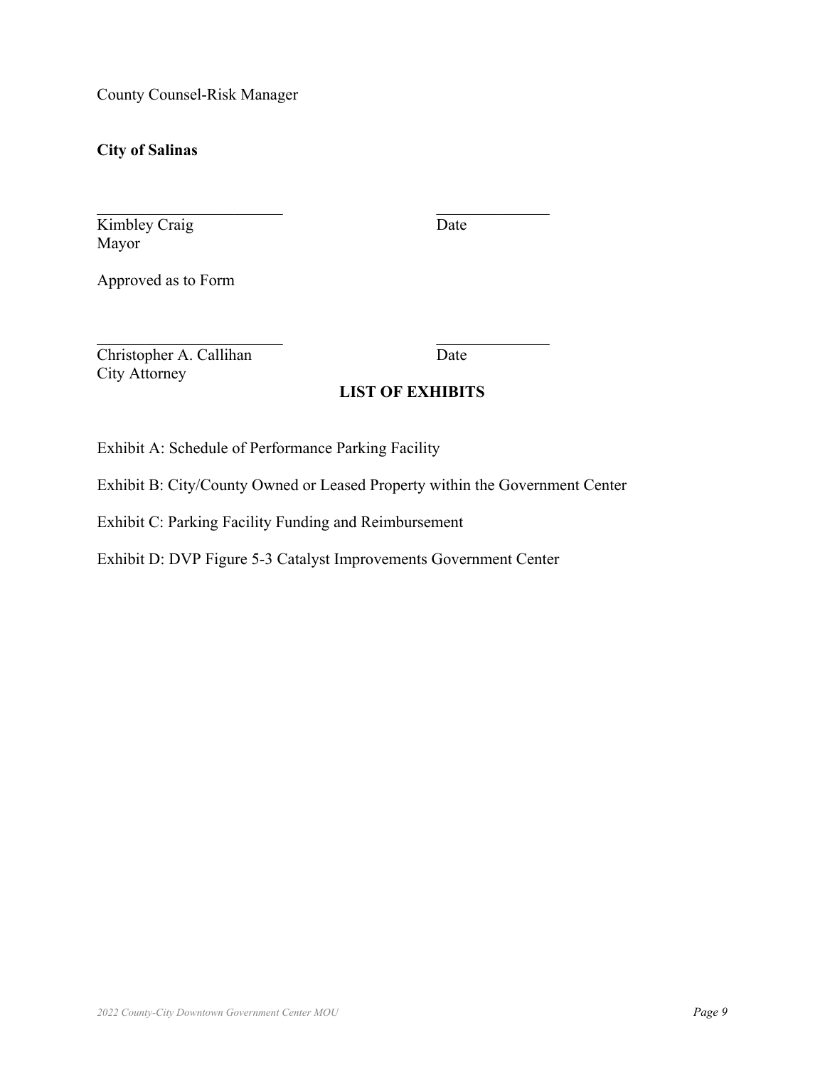County Counsel-Risk Manager

**City of Salinas**

\_\_\_\_\_\_\_\_\_\_\_\_\_\_\_\_\_\_\_\_\_\_\_\_ \_\_\_\_\_\_\_\_\_\_\_\_\_\_\_

Kimbley Craig Date
Mayor

Approved as to Form

\_\_\_\_\_\_\_\_\_\_\_\_\_\_\_\_\_\_\_\_\_\_\_\_ \_\_\_\_\_\_\_\_\_\_\_\_\_\_\_

Christopher A. Callihan Date
City Attorney

## LIST OF EXHIBITS

Exhibit A: Schedule of Performance Parking Facility

Exhibit B: City/County Owned or Leased Property within the Government Center

Exhibit C: Parking Facility Funding and Reimbursement

Exhibit D: DVP Figure 5-3 Catalyst Improvements Government Center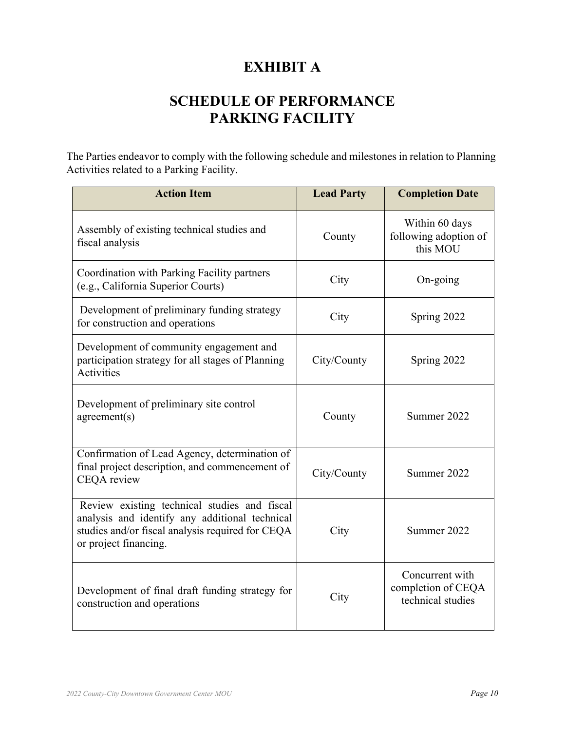# EXHIBIT A

## SCHEDULE OF PERFORMANCE
## PARKING FACILITY

The Parties endeavor to comply with the following schedule and milestones in relation to Planning Activities related to a Parking Facility.

| Action Item | Lead Party | Completion Date |
|---|---|---|
| Assembly of existing technical studies and fiscal analysis | County | Within 60 days following adoption of this MOU |
| Coordination with Parking Facility partners (e.g., California Superior Courts) | City | On-going |
| Development of preliminary funding strategy for construction and operations | City | Spring 2022 |
| Development of community engagement and participation strategy for all stages of Planning Activities | City/County | Spring 2022 |
| Development of preliminary site control agreement(s) | County | Summer 2022 |
| Confirmation of Lead Agency, determination of final project description, and commencement of CEQA review | City/County | Summer 2022 |
| Review existing technical studies and fiscal analysis and identify any additional technical studies and/or fiscal analysis required for CEQA or project financing. | City | Summer 2022 |
| Development of final draft funding strategy for construction and operations | City | Concurrent with completion of CEQA technical studies |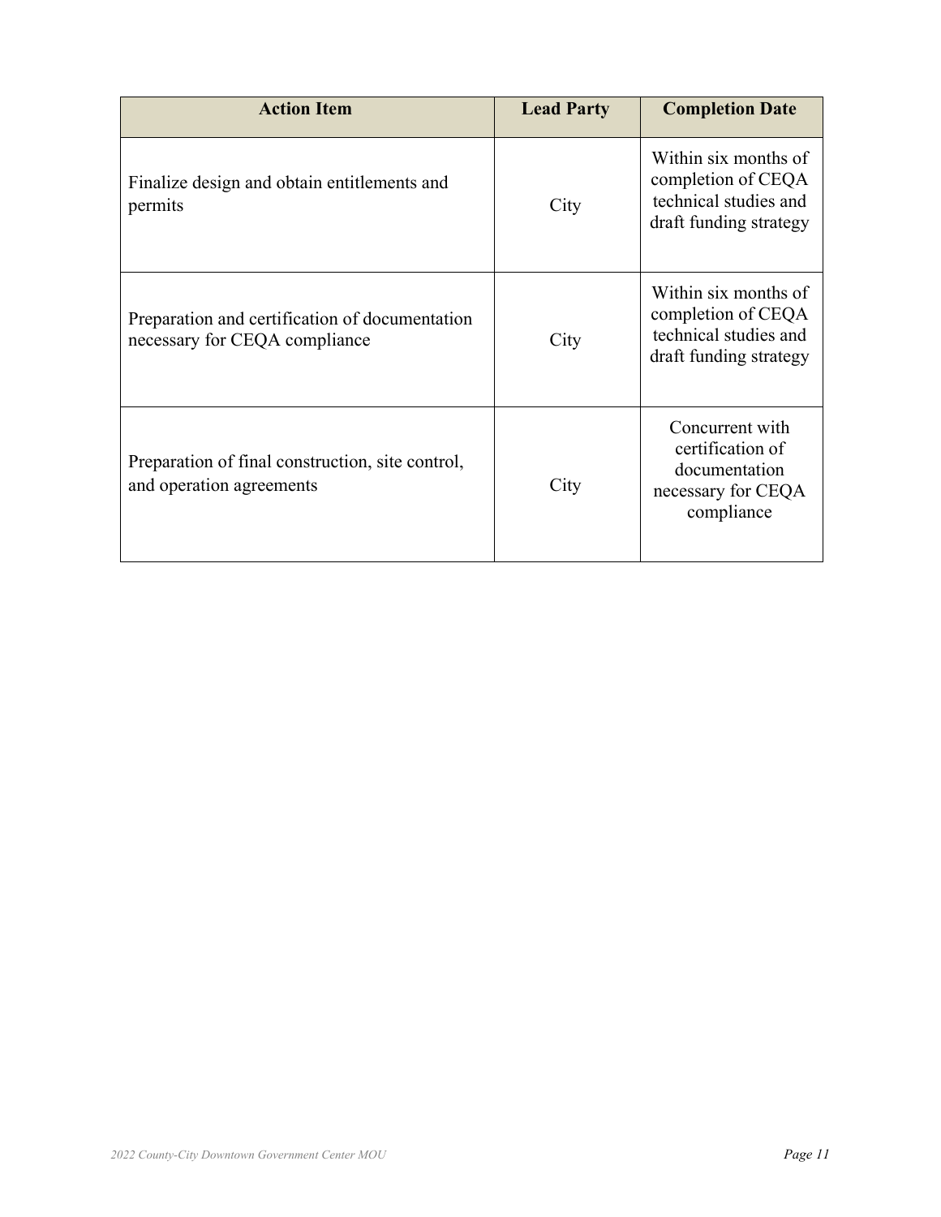| Action Item | Lead Party | Completion Date |
| --- | --- | --- |
| Finalize design and obtain entitlements and permits | City | Within six months of completion of CEQA technical studies and draft funding strategy |
| Preparation and certification of documentation necessary for CEQA compliance | City | Within six months of completion of CEQA technical studies and draft funding strategy |
| Preparation of final construction, site control, and operation agreements | City | Concurrent with certification of documentation necessary for CEQA compliance |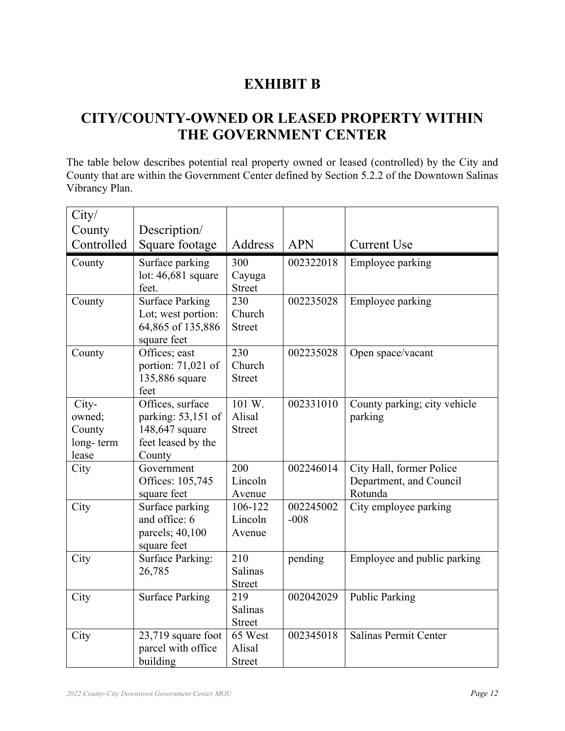# EXHIBIT B

## CITY/COUNTY-OWNED OR LEASED PROPERTY WITHIN THE GOVERNMENT CENTER

The table below describes potential real property owned or leased (controlled) by the City and County that are within the Government Center defined by Section 5.2.2 of the Downtown Salinas Vibrancy Plan.

| City/ County Controlled | Description/ Square footage | Address | APN | Current Use |
|---|---|---|---|---|
| County | Surface parking lot: 46,681 square feet. | 300 Cayuga Street | 002322018 | Employee parking |
| County | Surface Parking Lot; west portion: 64,865 of 135,886 square feet | 230 Church Street | 002235028 | Employee parking |
| County | Offices; east portion: 71,021 of 135,886 square feet | 230 Church Street | 002235028 | Open space/vacant |
| City-owned; County long- term lease | Offices, surface parking: 53,151 of 148,647 square feet leased by the County | 101 W. Alisal Street | 002331010 | County parking; city vehicle parking |
| City | Government Offices: 105,745 square feet | 200 Lincoln Avenue | 002246014 | City Hall, former Police Department, and Council Rotunda |
| City | Surface parking and office: 6 parcels; 40,100 square feet | 106-122 Lincoln Avenue | 002245002 -008 | City employee parking |
| City | Surface Parking: 26,785 | 210 Salinas Street | pending | Employee and public parking |
| City | Surface Parking | 219 Salinas Street | 002042029 | Public Parking |
| City | 23,719 square foot parcel with office building | 65 West Alisal Street | 002345018 | Salinas Permit Center |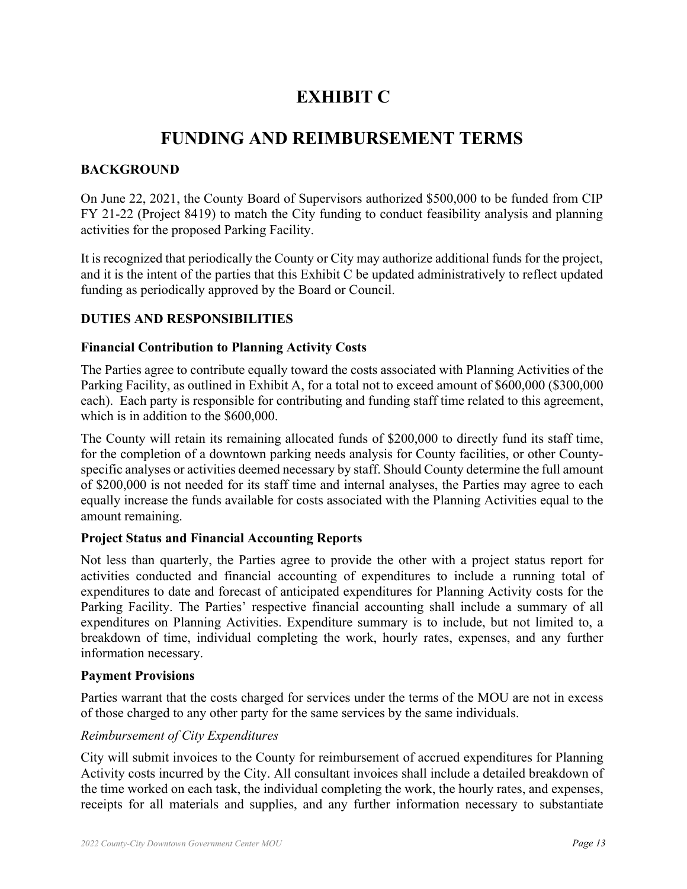# EXHIBIT C

# FUNDING AND REIMBURSEMENT TERMS

## BACKGROUND

On June 22, 2021, the County Board of Supervisors authorized $500,000 to be funded from CIP FY 21-22 (Project 8419) to match the City funding to conduct feasibility analysis and planning activities for the proposed Parking Facility.

It is recognized that periodically the County or City may authorize additional funds for the project, and it is the intent of the parties that this Exhibit C be updated administratively to reflect updated funding as periodically approved by the Board or Council.

## DUTIES AND RESPONSIBILITIES

### Financial Contribution to Planning Activity Costs

The Parties agree to contribute equally toward the costs associated with Planning Activities of the Parking Facility, as outlined in Exhibit A, for a total not to exceed amount of $600,000 ($300,000 each). Each party is responsible for contributing and funding staff time related to this agreement, which is in addition to the $600,000.

The County will retain its remaining allocated funds of $200,000 to directly fund its staff time, for the completion of a downtown parking needs analysis for County facilities, or other County-specific analyses or activities deemed necessary by staff. Should County determine the full amount of $200,000 is not needed for its staff time and internal analyses, the Parties may agree to each equally increase the funds available for costs associated with the Planning Activities equal to the amount remaining.

### Project Status and Financial Accounting Reports

Not less than quarterly, the Parties agree to provide the other with a project status report for activities conducted and financial accounting of expenditures to include a running total of expenditures to date and forecast of anticipated expenditures for Planning Activity costs for the Parking Facility. The Parties' respective financial accounting shall include a summary of all expenditures on Planning Activities. Expenditure summary is to include, but not limited to, a breakdown of time, individual completing the work, hourly rates, expenses, and any further information necessary.

### Payment Provisions

Parties warrant that the costs charged for services under the terms of the MOU are not in excess of those charged to any other party for the same services by the same individuals.

*Reimbursement of City Expenditures*

City will submit invoices to the County for reimbursement of accrued expenditures for Planning Activity costs incurred by the City. All consultant invoices shall include a detailed breakdown of the time worked on each task, the individual completing the work, the hourly rates, and expenses, receipts for all materials and supplies, and any further information necessary to substantiate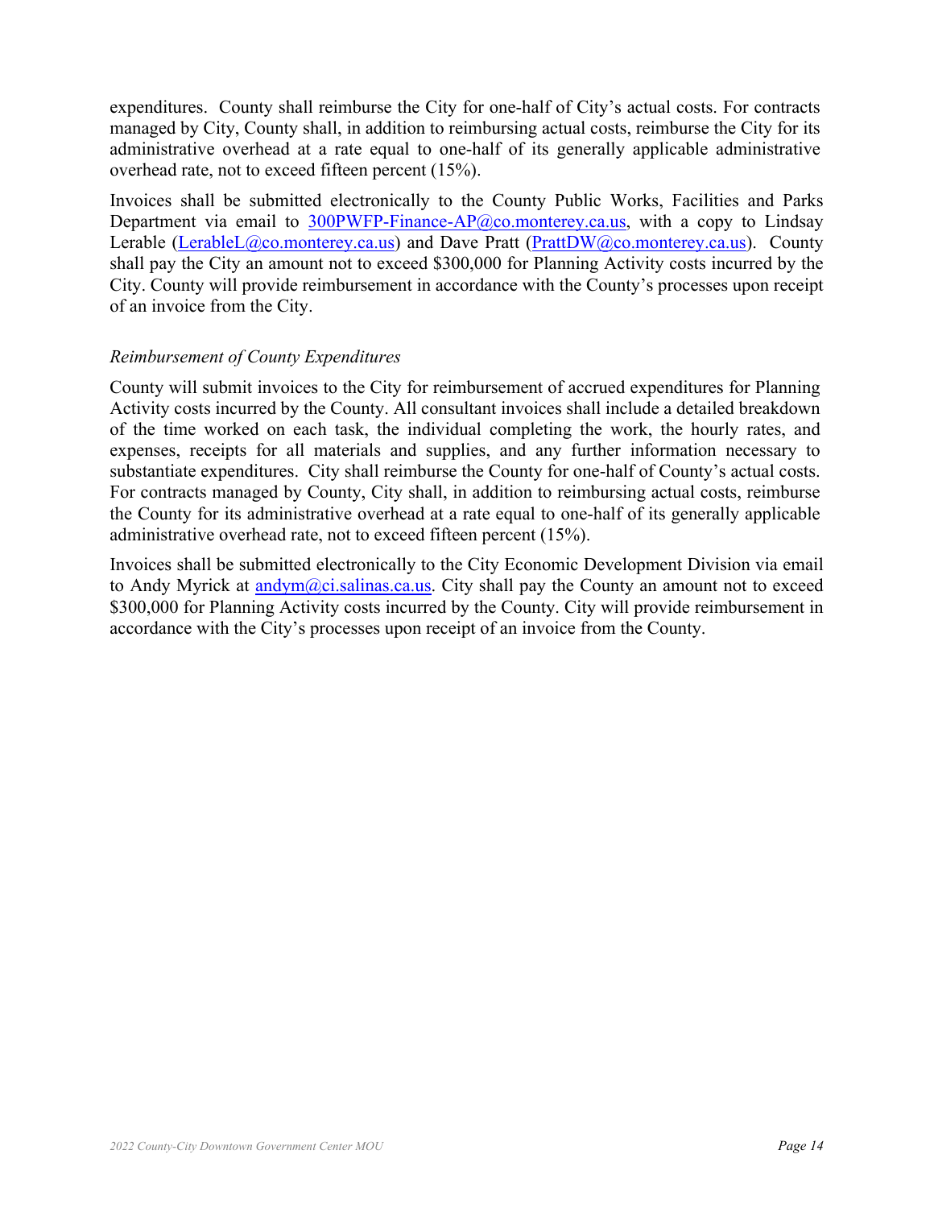expenditures. County shall reimburse the City for one-half of City's actual costs. For contracts managed by City, County shall, in addition to reimbursing actual costs, reimburse the City for its administrative overhead at a rate equal to one-half of its generally applicable administrative overhead rate, not to exceed fifteen percent (15%).

Invoices shall be submitted electronically to the County Public Works, Facilities and Parks Department via email to 300PWFP-Finance-AP@co.monterey.ca.us, with a copy to Lindsay Lerable (LerableL@co.monterey.ca.us) and Dave Pratt (PrattDW@co.monterey.ca.us). County shall pay the City an amount not to exceed $300,000 for Planning Activity costs incurred by the City. County will provide reimbursement in accordance with the County's processes upon receipt of an invoice from the City.

*Reimbursement of County Expenditures*

County will submit invoices to the City for reimbursement of accrued expenditures for Planning Activity costs incurred by the County. All consultant invoices shall include a detailed breakdown of the time worked on each task, the individual completing the work, the hourly rates, and expenses, receipts for all materials and supplies, and any further information necessary to substantiate expenditures. City shall reimburse the County for one-half of County's actual costs. For contracts managed by County, City shall, in addition to reimbursing actual costs, reimburse the County for its administrative overhead at a rate equal to one-half of its generally applicable administrative overhead rate, not to exceed fifteen percent (15%).

Invoices shall be submitted electronically to the City Economic Development Division via email to Andy Myrick at andym@ci.salinas.ca.us. City shall pay the County an amount not to exceed $300,000 for Planning Activity costs incurred by the County. City will provide reimbursement in accordance with the City's processes upon receipt of an invoice from the County.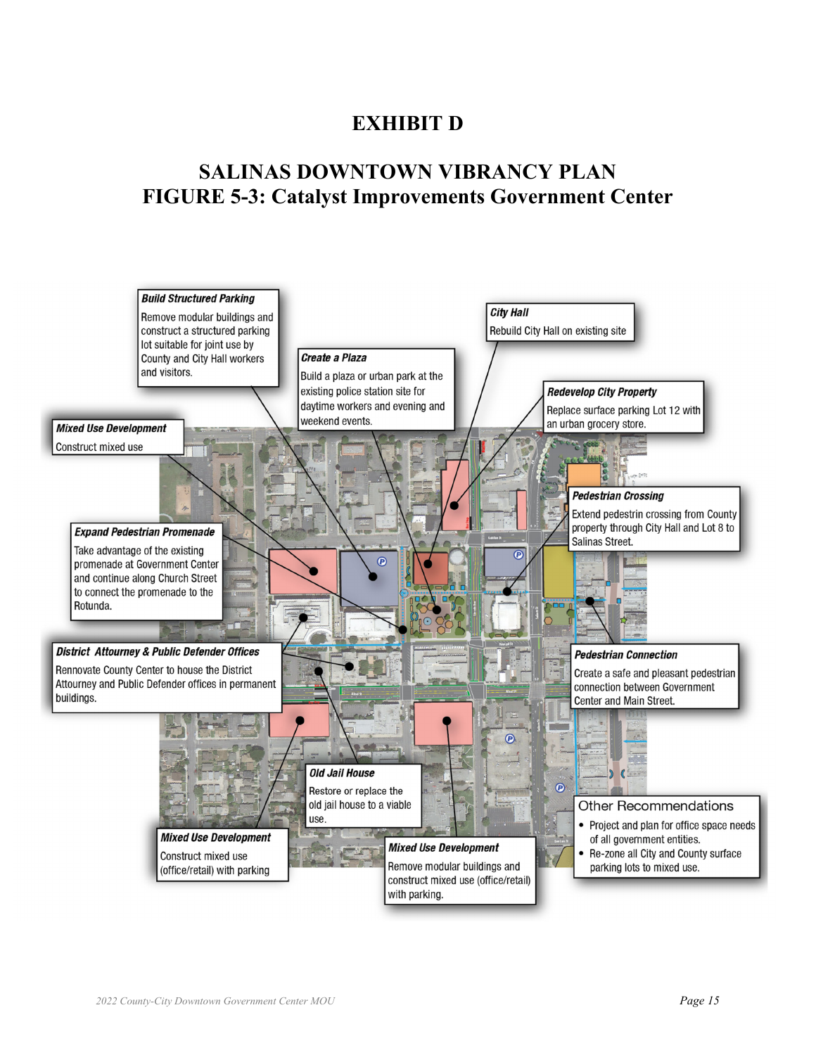# EXHIBIT D

## SALINAS DOWNTOWN VIBRANCY PLAN
## FIGURE 5-3: Catalyst Improvements Government Center

***Build Structured Parking***
Remove modular buildings and construct a structured parking lot suitable for joint use by County and City Hall workers and visitors.

***City Hall***
Rebuild City Hall on existing site

***Create a Plaza***
Build a plaza or urban park at the existing police station site for daytime workers and evening and weekend events.

***Redevelop City Property***
Replace surface parking Lot 12 with an urban grocery store.

***Mixed Use Development***
Construct mixed use

***Pedestrian Crossing***
Extend pedestrin crossing from County property through City Hall and Lot 8 to Salinas Street.

***Expand Pedestrian Promenade***
Take advantage of the existing promenade at Government Center and continue along Church Street to connect the promenade to the Rotunda.

***District Attourney & Public Defender Offices***
Rennovate County Center to house the District Attourney and Public Defender offices in permanent buildings.

***Pedestrian Connection***
Create a safe and pleasant pedestrian connection between Government Center and Main Street.

***Old Jail House***
Restore or replace the old jail house to a viable use.

***Mixed Use Development***
Construct mixed use (office/retail) with parking

***Mixed Use Development***
Remove modular buildings and construct mixed use (office/retail) with parking.

**Other Recommendations**

- Project and plan for office space needs of all government entities.
- Re-zone all City and County surface parking lots to mixed use.

*2022 County-City Downtown Government Center MOU*